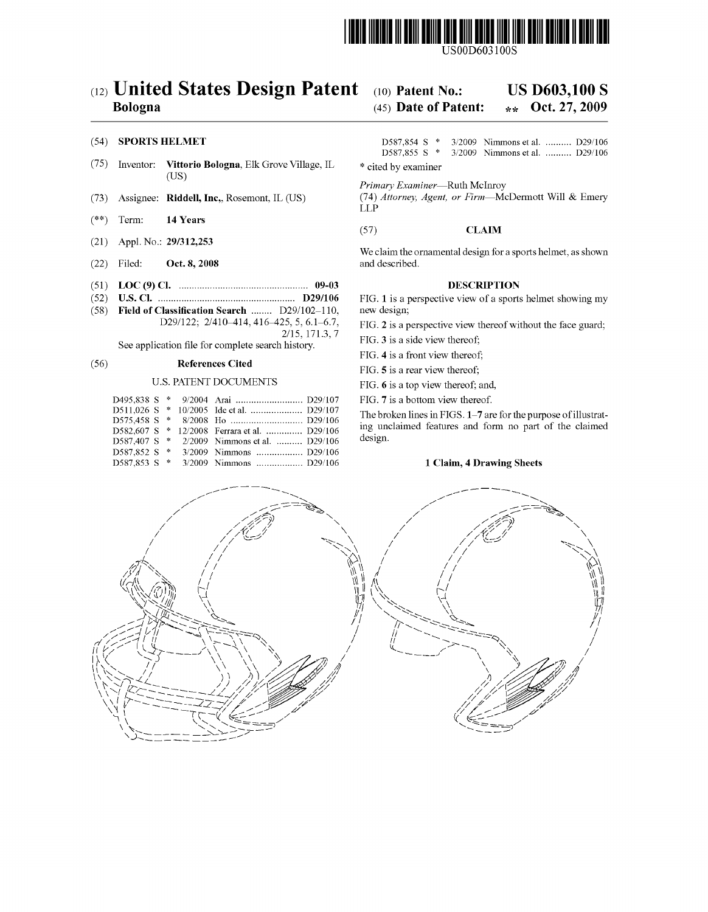US00D603100S

# (12) United States Design Patent

**Bologna**

(10) **Patent No.:** **US D603,100 S**

(45) **Date of Patent:** ** **Oct. 27, 2009**

(54) **SPORTS HELMET**

(75) Inventor: **Vittorio Bologna**, Elk Grove Village, IL (US)

(73) Assignee: **Riddell, Inc.**, Rosemont, IL (US)

(**) Term: **14 Years**

(21) Appl. No.: **29/312,253**

(22) Filed: **Oct. 8, 2008**

(51) **LOC (9) Cl.** .................................................. **09-03**

(52) **U.S. Cl.** .................................................... **D29/106**

(58) **Field of Classification Search** ........ D29/102–110, D29/122; 2/410–414, 416–425, 5, 6.1–6.7, 2/15, 171.3, 7

See application file for complete search history.

(56) **References Cited**

U.S. PATENT DOCUMENTS

| | | | | |
|---|---|---|---|---|
| D495,838 S | * | 9/2004 | Arai | D29/107 |
| D511,026 S | * | 10/2005 | Ide et al. | D29/107 |
| D575,458 S | * | 8/2008 | Ho | D29/106 |
| D582,607 S | * | 12/2008 | Ferrara et al. | D29/106 |
| D587,407 S | * | 2/2009 | Nimmons et al. | D29/106 |
| D587,852 S | * | 3/2009 | Nimmons | D29/106 |
| D587,853 S | * | 3/2009 | Nimmons | D29/106 |
| D587,854 S | * | 3/2009 | Nimmons et al. | D29/106 |
| D587,855 S | * | 3/2009 | Nimmons et al. | D29/106 |

\* cited by examiner

*Primary Examiner*—Ruth McInroy

(74) *Attorney, Agent, or Firm*—McDermott Will & Emery LLP

(57) **CLAIM**

We claim the ornamental design for a sports helmet, as shown and described.

**DESCRIPTION**

FIG. **1** is a perspective view of a sports helmet showing my new design;

FIG. **2** is a perspective view thereof without the face guard;

FIG. **3** is a side view thereof;

FIG. **4** is a front view thereof;

FIG. **5** is a rear view thereof;

FIG. **6** is a top view thereof; and,

FIG. **7** is a bottom view thereof.

The broken lines in FIGS. **1**–**7** are for the purpose of illustrating unclaimed features and form no part of the claimed design.

**1 Claim, 4 Drawing Sheets**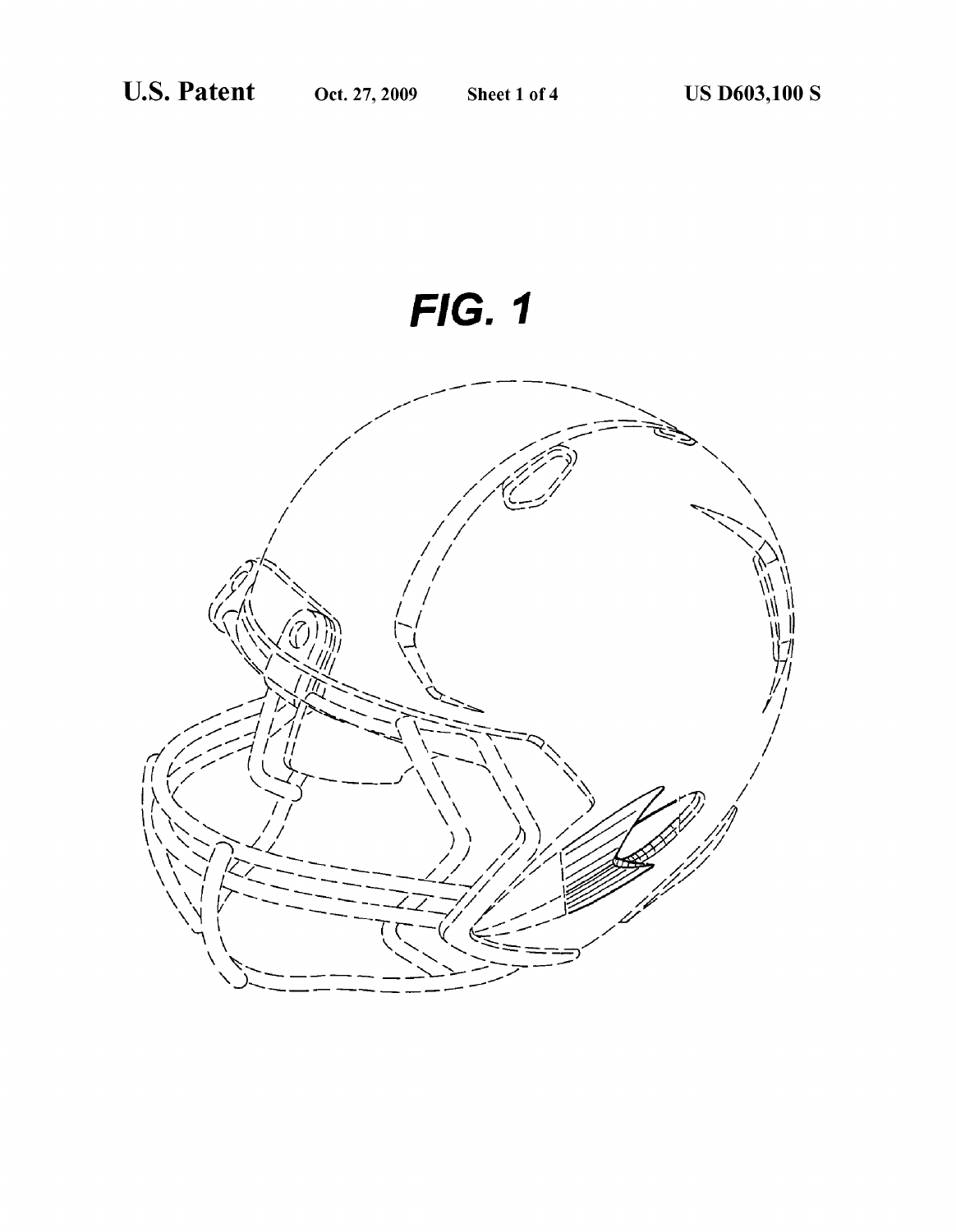FIG. 1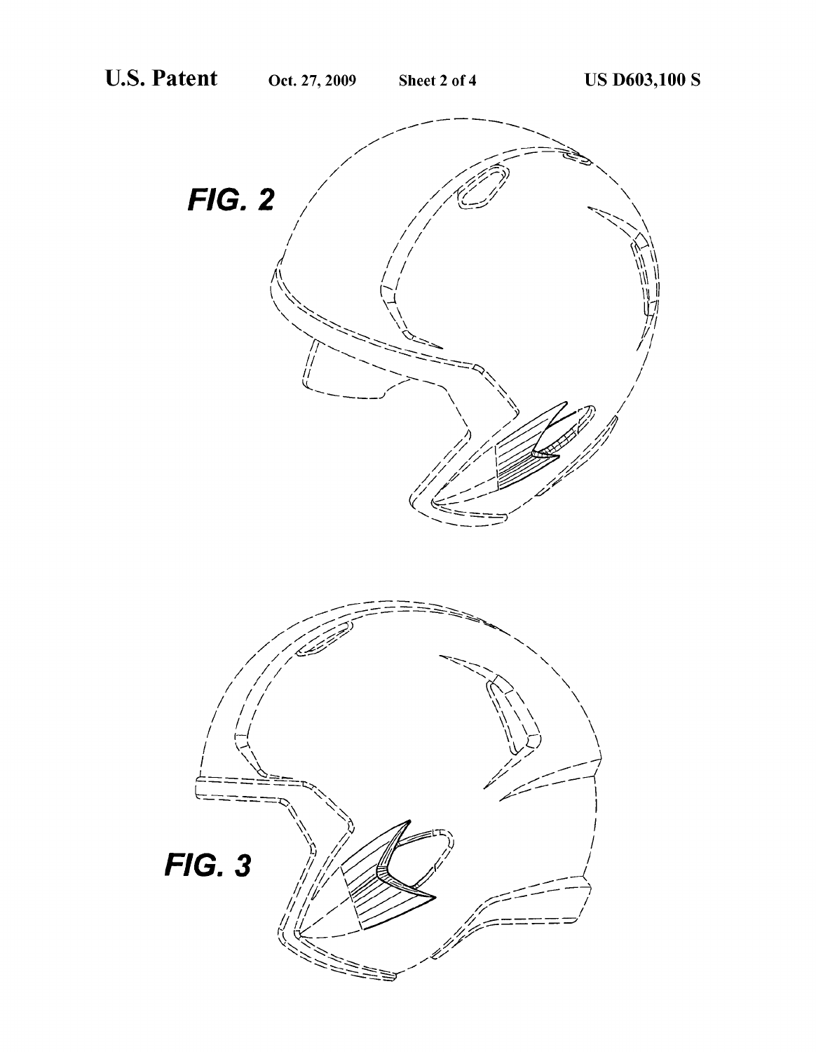FIG. 2

FIG. 3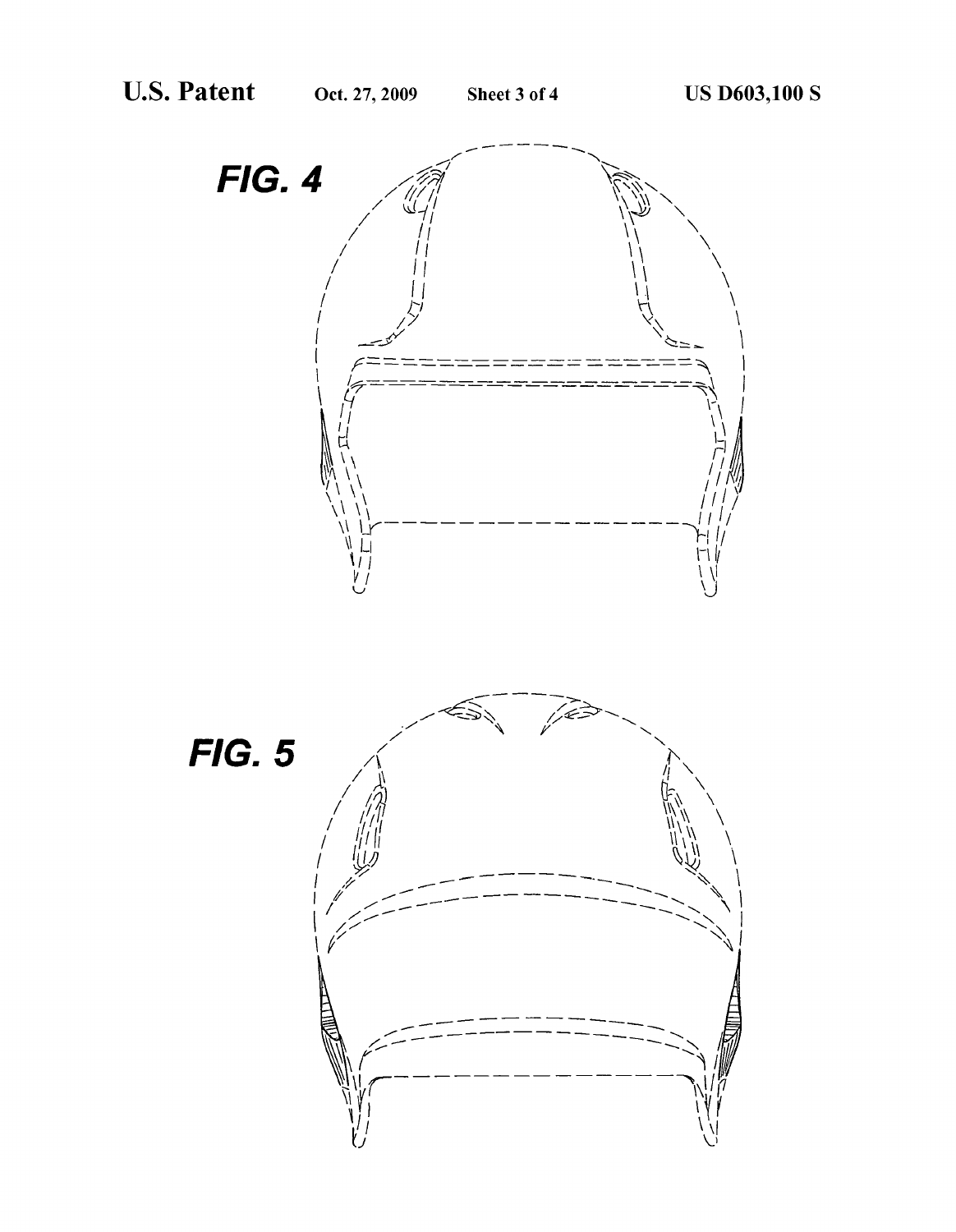FIG. 4

FIG. 5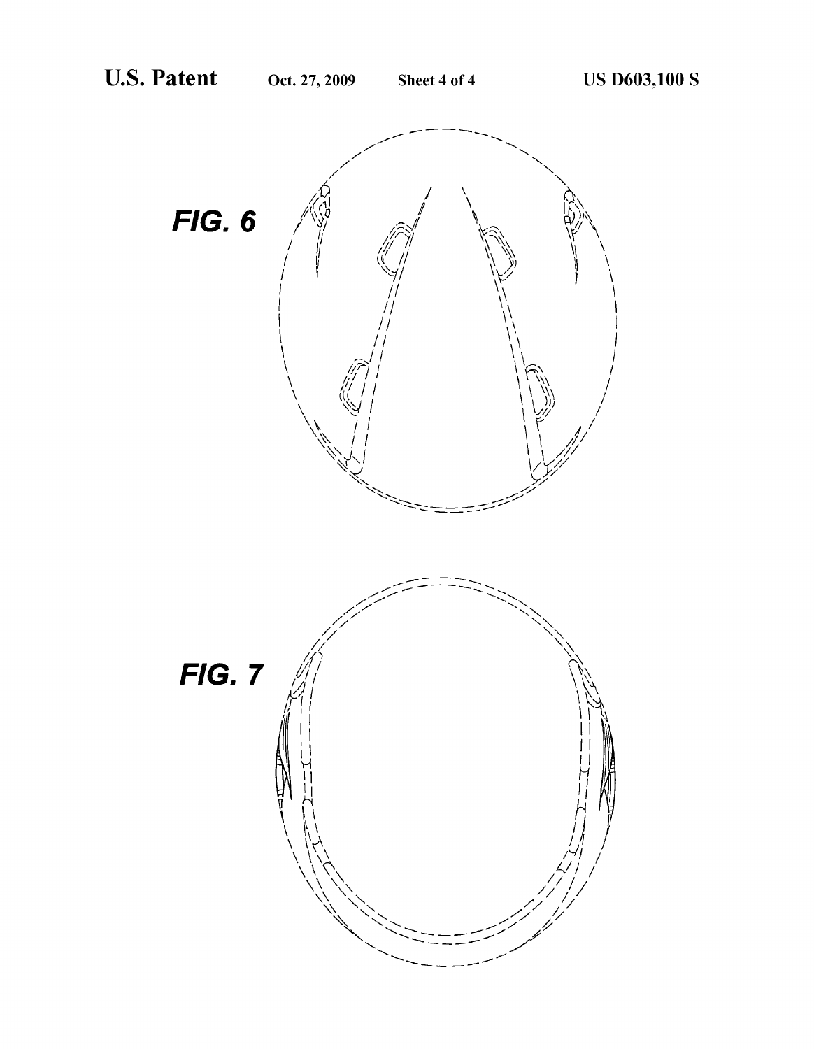FIG. 6

FIG. 7